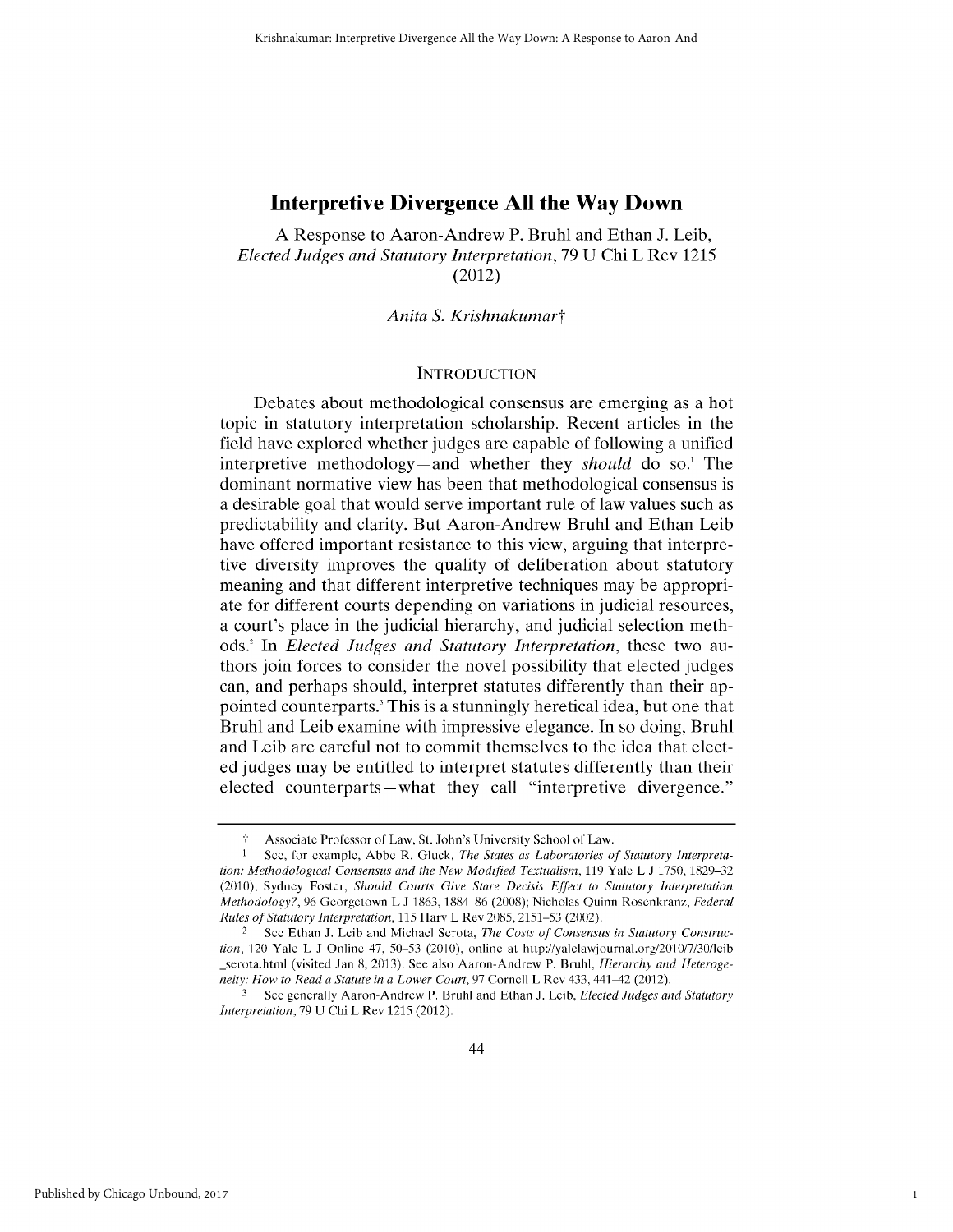# Interpretive Divergence All the Way Down

A Response to Aaron-Andrew P. Bruhl and Ethan J. Leib, *Elected Judges and Statutory Interpretation*, 79 U Chi L Rev 1215 (2012)

*Anita S. Krishnakumar*†

## INTRODUCTION

Debates about methodological consensus are emerging as a hot topic in statutory interpretation scholarship. Recent articles in the field have explored whether judges are capable of following a unified interpretive methodology—and whether they *should* do so.[1] The dominant normative view has been that methodological consensus is a desirable goal that would serve important rule of law values such as predictability and clarity. But Aaron-Andrew Bruhl and Ethan Leib have offered important resistance to this view, arguing that interpretive diversity improves the quality of deliberation about statutory meaning and that different interpretive techniques may be appropriate for different courts depending on variations in judicial resources, a court's place in the judicial hierarchy, and judicial selection methods.[2] In *Elected Judges and Statutory Interpretation*, these two authors join forces to consider the novel possibility that elected judges can, and perhaps should, interpret statutes differently than their appointed counterparts.[3] This is a stunningly heretical idea, but one that Bruhl and Leib examine with impressive elegance. In so doing, Bruhl and Leib are careful not to commit themselves to the idea that elected judges may be entitled to interpret statutes differently than their elected counterparts—what they call "interpretive divergence."

† Associate Professor of Law, St. John's University School of Law.

1 See, for example, Abbe R. Gluck, *The States as Laboratories of Statutory Interpretation: Methodological Consensus and the New Modified Textualism*, 119 Yale L J 1750, 1829–32 (2010); Sydney Foster, *Should Courts Give Stare Decisis Effect to Statutory Interpretation Methodology?*, 96 Georgetown L J 1863, 1884–86 (2008); Nicholas Quinn Rosenkranz, *Federal Rules of Statutory Interpretation*, 115 Harv L Rev 2085, 2151–53 (2002).

2 See Ethan J. Leib and Michael Serota, *The Costs of Consensus in Statutory Construction*, 120 Yale L J Online 47, 50–53 (2010), online at http://yalelawjournal.org/2010/7/30/leib_serota.html (visited Jan 8, 2013). See also Aaron-Andrew P. Bruhl, *Hierarchy and Heterogeneity: How to Read a Statute in a Lower Court*, 97 Cornell L Rev 433, 441–42 (2012).

3 See generally Aaron-Andrew P. Bruhl and Ethan J. Leib, *Elected Judges and Statutory Interpretation*, 79 U Chi L Rev 1215 (2012).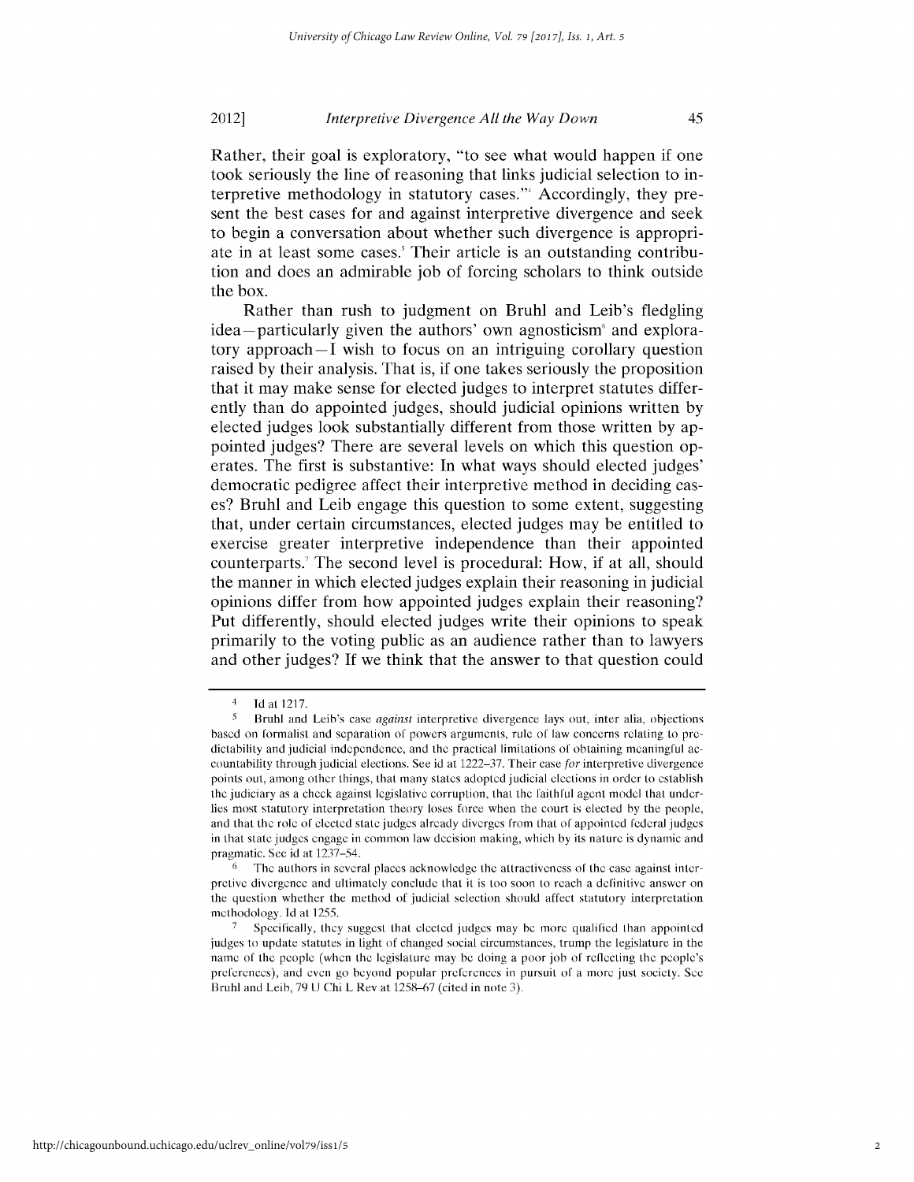Rather, their goal is exploratory, "to see what would happen if one took seriously the line of reasoning that links judicial selection to interpretive methodology in statutory cases."[4] Accordingly, they present the best cases for and against interpretive divergence and seek to begin a conversation about whether such divergence is appropriate in at least some cases.[5] Their article is an outstanding contribution and does an admirable job of forcing scholars to think outside the box.

Rather than rush to judgment on Bruhl and Leib's fledgling idea—particularly given the authors' own agnosticism[6] and exploratory approach—I wish to focus on an intriguing corollary question raised by their analysis. That is, if one takes seriously the proposition that it may make sense for elected judges to interpret statutes differently than do appointed judges, should judicial opinions written by elected judges look substantially different from those written by appointed judges? There are several levels on which this question operates. The first is substantive: In what ways should elected judges' democratic pedigree affect their interpretive method in deciding cases? Bruhl and Leib engage this question to some extent, suggesting that, under certain circumstances, elected judges may be entitled to exercise greater interpretive independence than their appointed counterparts.[7] The second level is procedural: How, if at all, should the manner in which elected judges explain their reasoning in judicial opinions differ from how appointed judges explain their reasoning? Put differently, should elected judges write their opinions to speak primarily to the voting public as an audience rather than to lawyers and other judges? If we think that the answer to that question could

---

[4] Id at 1217.

[5] Bruhl and Leib's case *against* interpretive divergence lays out, inter alia, objections based on formalist and separation of powers arguments, rule of law concerns relating to predictability and judicial independence, and the practical limitations of obtaining meaningful accountability through judicial elections. See id at 1222–37. Their case *for* interpretive divergence points out, among other things, that many states adopted judicial elections in order to establish the judiciary as a check against legislative corruption, that the faithful agent model that underlies most statutory interpretation theory loses force when the court is elected by the people, and that the role of elected state judges already diverges from that of appointed federal judges in that state judges engage in common law decision making, which by its nature is dynamic and pragmatic. See id at 1237–54.

[6] The authors in several places acknowledge the attractiveness of the case against interpretive divergence and ultimately conclude that it is too soon to reach a definitive answer on the question whether the method of judicial selection should affect statutory interpretation methodology. Id at 1255.

[7] Specifically, they suggest that elected judges may be more qualified than appointed judges to update statutes in light of changed social circumstances, trump the legislature in the name of the people (when the legislature may be doing a poor job of reflecting the people's preferences), and even go beyond popular preferences in pursuit of a more just society. See Bruhl and Leib, 79 U Chi L Rev at 1258–67 (cited in note 3).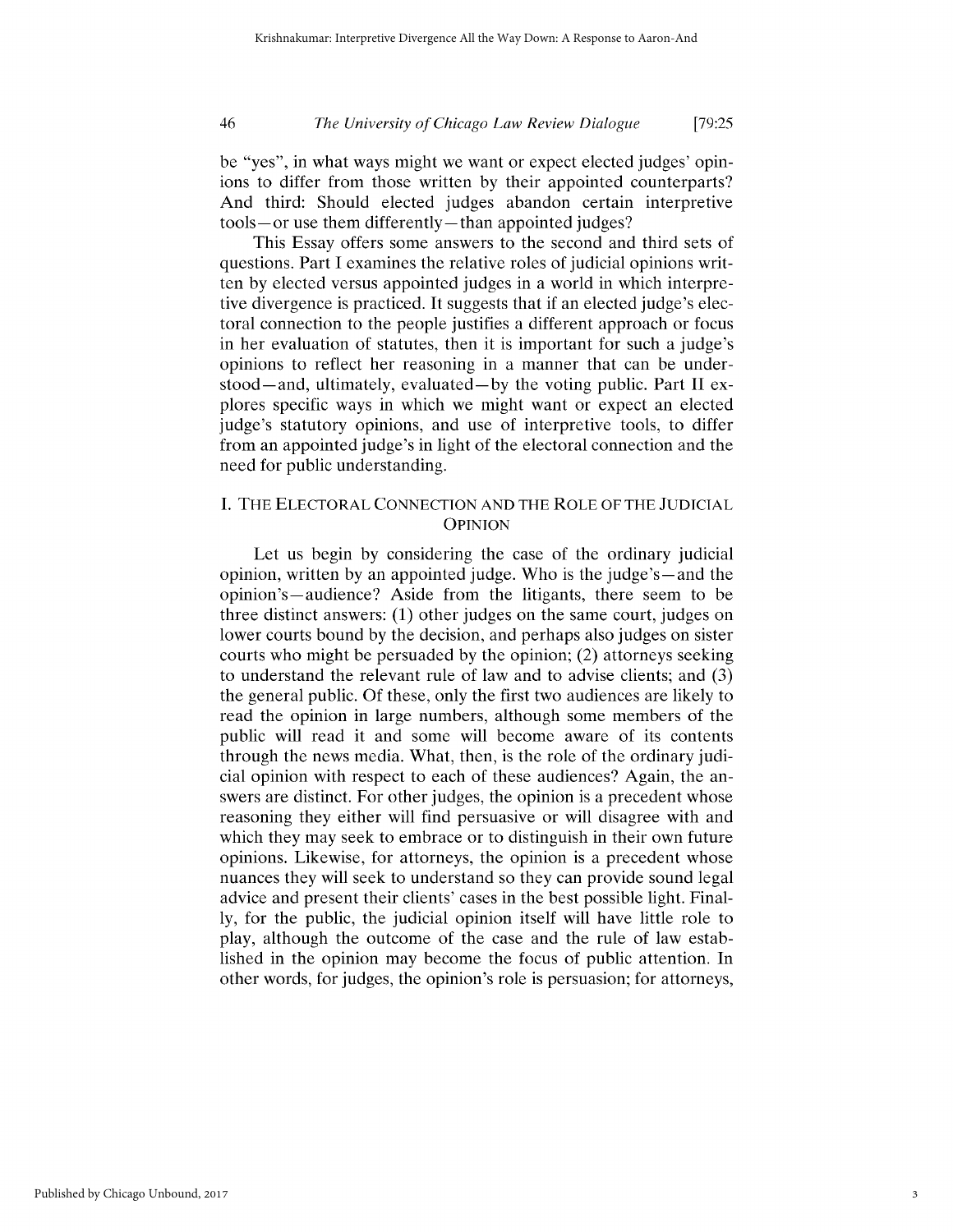be "yes", in what ways might we want or expect elected judges' opinions to differ from those written by their appointed counterparts? And third: Should elected judges abandon certain interpretive tools—or use them differently—than appointed judges?

This Essay offers some answers to the second and third sets of questions. Part I examines the relative roles of judicial opinions written by elected versus appointed judges in a world in which interpretive divergence is practiced. It suggests that if an elected judge's electoral connection to the people justifies a different approach or focus in her evaluation of statutes, then it is important for such a judge's opinions to reflect her reasoning in a manner that can be understood—and, ultimately, evaluated—by the voting public. Part II explores specific ways in which we might want or expect an elected judge's statutory opinions, and use of interpretive tools, to differ from an appointed judge's in light of the electoral connection and the need for public understanding.

## I. THE ELECTORAL CONNECTION AND THE ROLE OF THE JUDICIAL OPINION

Let us begin by considering the case of the ordinary judicial opinion, written by an appointed judge. Who is the judge's—and the opinion's—audience? Aside from the litigants, there seem to be three distinct answers: (1) other judges on the same court, judges on lower courts bound by the decision, and perhaps also judges on sister courts who might be persuaded by the opinion; (2) attorneys seeking to understand the relevant rule of law and to advise clients; and (3) the general public. Of these, only the first two audiences are likely to read the opinion in large numbers, although some members of the public will read it and some will become aware of its contents through the news media. What, then, is the role of the ordinary judicial opinion with respect to each of these audiences? Again, the answers are distinct. For other judges, the opinion is a precedent whose reasoning they either will find persuasive or will disagree with and which they may seek to embrace or to distinguish in their own future opinions. Likewise, for attorneys, the opinion is a precedent whose nuances they will seek to understand so they can provide sound legal advice and present their clients' cases in the best possible light. Finally, for the public, the judicial opinion itself will have little role to play, although the outcome of the case and the rule of law established in the opinion may become the focus of public attention. In other words, for judges, the opinion's role is persuasion; for attorneys,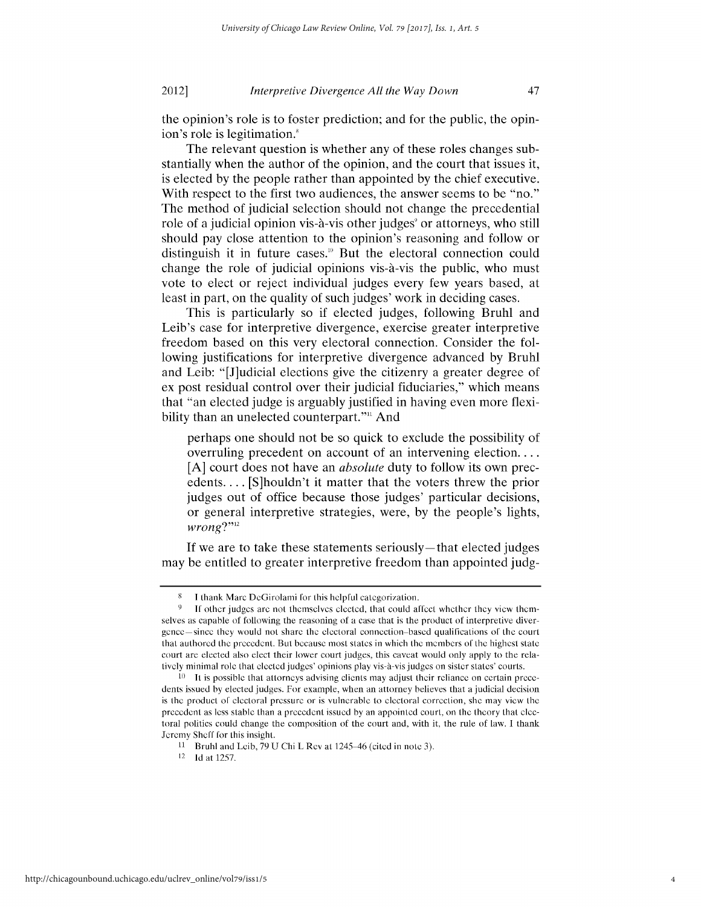the opinion's role is to foster prediction; and for the public, the opinion's role is legitimation.[8]

The relevant question is whether any of these roles changes substantially when the author of the opinion, and the court that issues it, is elected by the people rather than appointed by the chief executive. With respect to the first two audiences, the answer seems to be "no." The method of judicial selection should not change the precedential role of a judicial opinion vis-à-vis other judges[9] or attorneys, who still should pay close attention to the opinion's reasoning and follow or distinguish it in future cases.[10] But the electoral connection could change the role of judicial opinions vis-à-vis the public, who must vote to elect or reject individual judges every few years based, at least in part, on the quality of such judges' work in deciding cases.

This is particularly so if elected judges, following Bruhl and Leib's case for interpretive divergence, exercise greater interpretive freedom based on this very electoral connection. Consider the following justifications for interpretive divergence advanced by Bruhl and Leib: "[J]udicial elections give the citizenry a greater degree of ex post residual control over their judicial fiduciaries," which means that "an elected judge is arguably justified in having even more flexibility than an unelected counterpart."[11] And

> perhaps one should not be so quick to exclude the possibility of overruling precedent on account of an intervening election. . . . [A] court does not have an *absolute* duty to follow its own precedents. . . . [S]houldn't it matter that the voters threw the prior judges out of office because those judges' particular decisions, or general interpretive strategies, were, by the people's lights, *wrong*?"[12]

If we are to take these statements seriously—that elected judges may be entitled to greater interpretive freedom than appointed judg-

---

8 I thank Marc DeGirolami for this helpful categorization.

9 If other judges are not themselves elected, that could affect whether they view themselves as capable of following the reasoning of a case that is the product of interpretive divergence—since they would not share the electoral connection–based qualifications of the court that authored the precedent. But because most states in which the members of the highest state court are elected also elect their lower court judges, this caveat would only apply to the relatively minimal role that elected judges' opinions play vis-à-vis judges on sister states' courts.

10 It is possible that attorneys advising clients may adjust their reliance on certain precedents issued by elected judges. For example, when an attorney believes that a judicial decision is the product of electoral pressure or is vulnerable to electoral correction, she may view the precedent as less stable than a precedent issued by an appointed court, on the theory that electoral politics could change the composition of the court and, with it, the rule of law. I thank Jeremy Sheff for this insight.

11 Bruhl and Leib, 79 U Chi L Rev at 1245–46 (cited in note 3).

12 Id at 1257.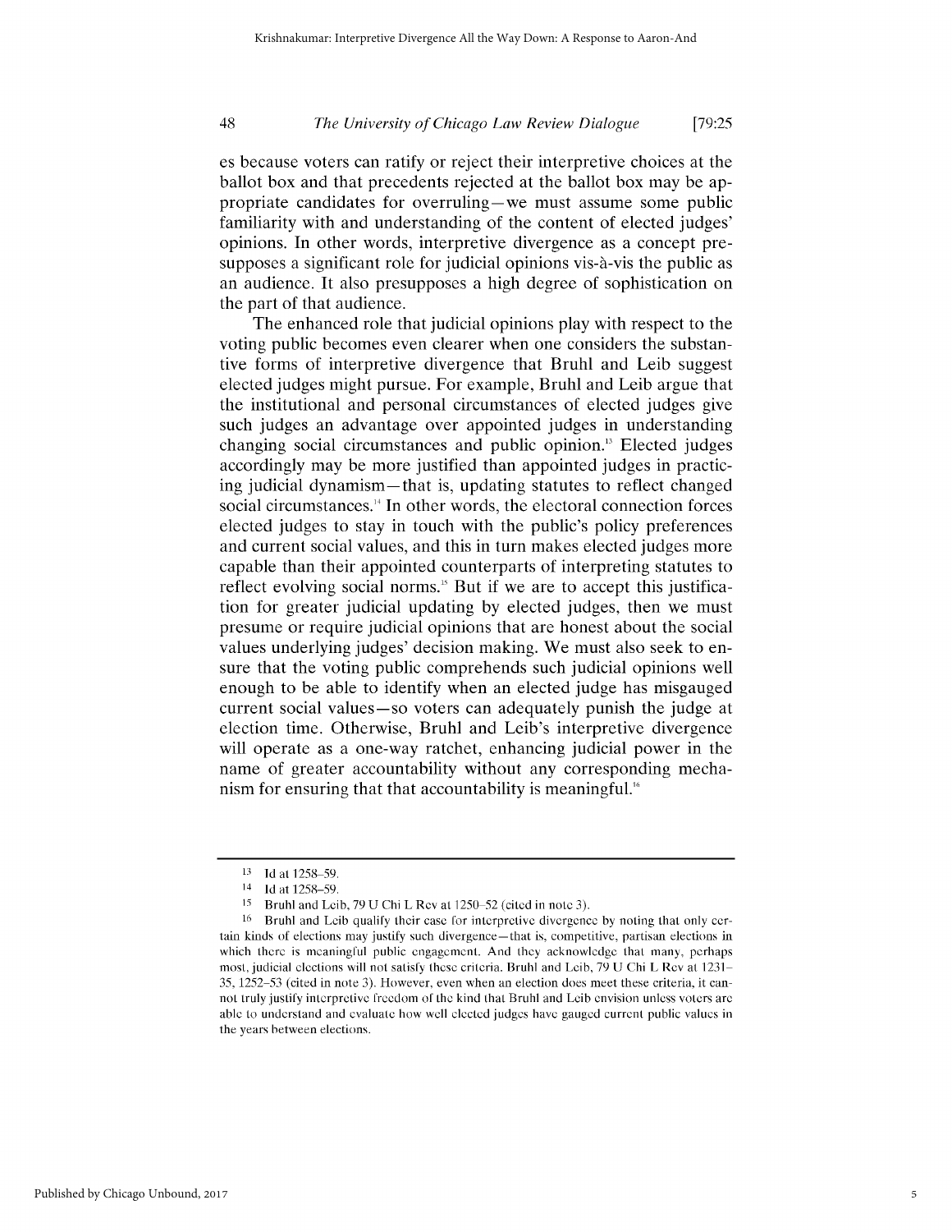es because voters can ratify or reject their interpretive choices at the ballot box and that precedents rejected at the ballot box may be appropriate candidates for overruling—we must assume some public familiarity with and understanding of the content of elected judges' opinions. In other words, interpretive divergence as a concept presupposes a significant role for judicial opinions vis-à-vis the public as an audience. It also presupposes a high degree of sophistication on the part of that audience.

The enhanced role that judicial opinions play with respect to the voting public becomes even clearer when one considers the substantive forms of interpretive divergence that Bruhl and Leib suggest elected judges might pursue. For example, Bruhl and Leib argue that the institutional and personal circumstances of elected judges give such judges an advantage over appointed judges in understanding changing social circumstances and public opinion.[13] Elected judges accordingly may be more justified than appointed judges in practicing judicial dynamism—that is, updating statutes to reflect changed social circumstances.[14] In other words, the electoral connection forces elected judges to stay in touch with the public's policy preferences and current social values, and this in turn makes elected judges more capable than their appointed counterparts of interpreting statutes to reflect evolving social norms.[15] But if we are to accept this justification for greater judicial updating by elected judges, then we must presume or require judicial opinions that are honest about the social values underlying judges' decision making. We must also seek to ensure that the voting public comprehends such judicial opinions well enough to be able to identify when an elected judge has misgauged current social values—so voters can adequately punish the judge at election time. Otherwise, Bruhl and Leib's interpretive divergence will operate as a one-way ratchet, enhancing judicial power in the name of greater accountability without any corresponding mechanism for ensuring that that accountability is meaningful.[16]

---

[13] Id at 1258–59.

[14] Id at 1258–59.

[15] Bruhl and Leib, 79 U Chi L Rev at 1250–52 (cited in note 3).

[16] Bruhl and Leib qualify their case for interpretive divergence by noting that only certain kinds of elections may justify such divergence—that is, competitive, partisan elections in which there is meaningful public engagement. And they acknowledge that many, perhaps most, judicial elections will not satisfy these criteria. Bruhl and Leib, 79 U Chi L Rev at 1231–35, 1252–53 (cited in note 3). However, even when an election does meet these criteria, it cannot truly justify interpretive freedom of the kind that Bruhl and Leib envision unless voters are able to understand and evaluate how well elected judges have gauged current public values in the years between elections.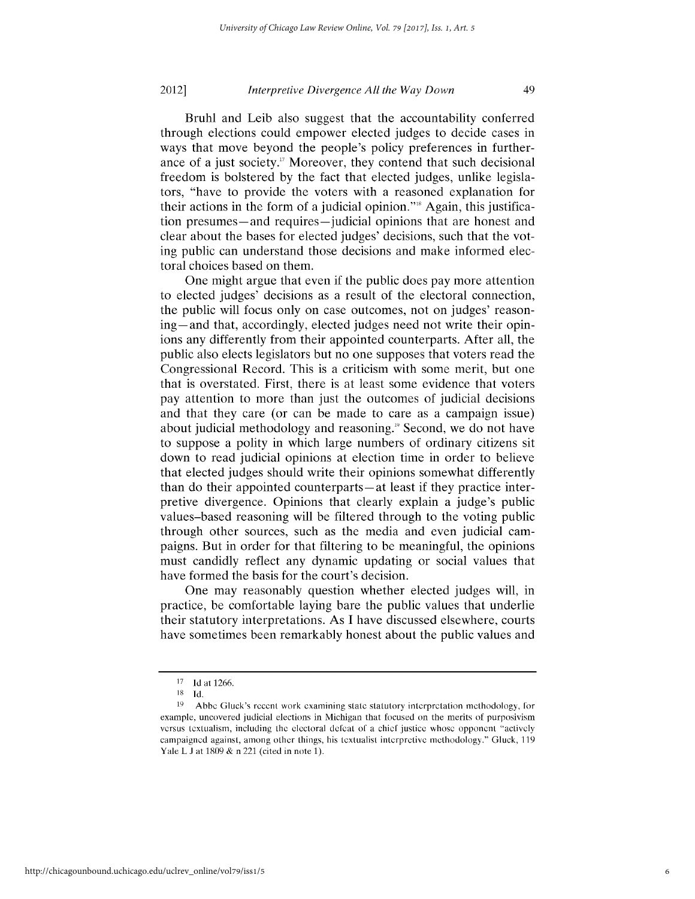Bruhl and Leib also suggest that the accountability conferred through elections could empower elected judges to decide cases in ways that move beyond the people's policy preferences in furtherance of a just society.[17] Moreover, they contend that such decisional freedom is bolstered by the fact that elected judges, unlike legislators, "have to provide the voters with a reasoned explanation for their actions in the form of a judicial opinion."[18] Again, this justification presumes—and requires—judicial opinions that are honest and clear about the bases for elected judges' decisions, such that the voting public can understand those decisions and make informed electoral choices based on them.

One might argue that even if the public does pay more attention to elected judges' decisions as a result of the electoral connection, the public will focus only on case outcomes, not on judges' reasoning—and that, accordingly, elected judges need not write their opinions any differently from their appointed counterparts. After all, the public also elects legislators but no one supposes that voters read the Congressional Record. This is a criticism with some merit, but one that is overstated. First, there is at least some evidence that voters pay attention to more than just the outcomes of judicial decisions and that they care (or can be made to care as a campaign issue) about judicial methodology and reasoning.[19] Second, we do not have to suppose a polity in which large numbers of ordinary citizens sit down to read judicial opinions at election time in order to believe that elected judges should write their opinions somewhat differently than do their appointed counterparts—at least if they practice interpretive divergence. Opinions that clearly explain a judge's public values–based reasoning will be filtered through to the voting public through other sources, such as the media and even judicial campaigns. But in order for that filtering to be meaningful, the opinions must candidly reflect any dynamic updating or social values that have formed the basis for the court's decision.

One may reasonably question whether elected judges will, in practice, be comfortable laying bare the public values that underlie their statutory interpretations. As I have discussed elsewhere, courts have sometimes been remarkably honest about the public values and

---

[17] Id at 1266.

[18] Id.

[19] Abbe Gluck's recent work examining state statutory interpretation methodology, for example, uncovered judicial elections in Michigan that focused on the merits of purposivism versus textualism, including the electoral defeat of a chief justice whose opponent "actively campaigned against, among other things, his textualist interpretive methodology." Gluck, 119 Yale L J at 1809 & n 221 (cited in note 1).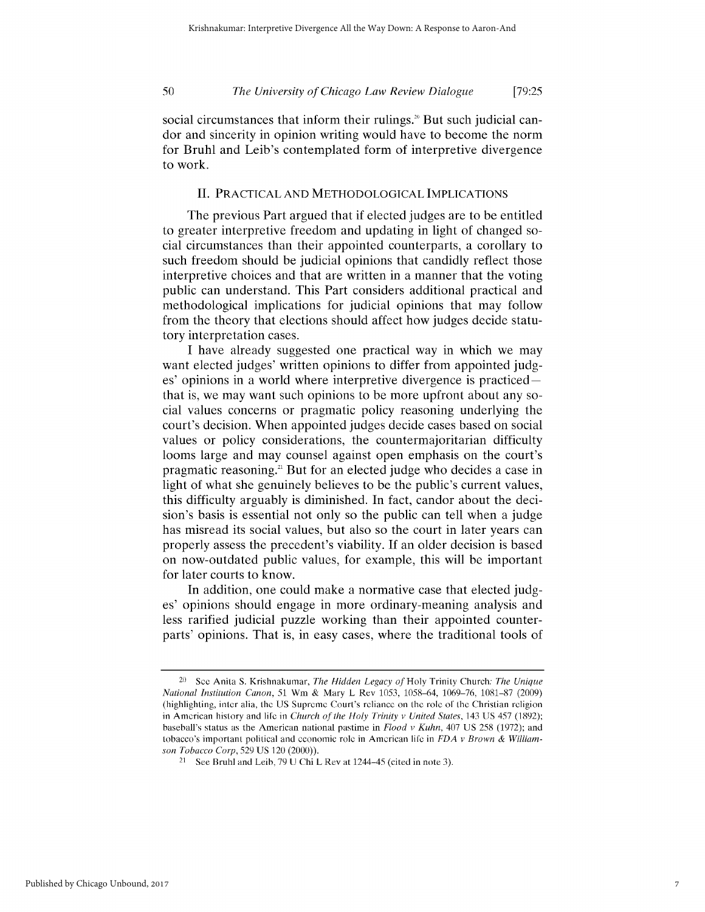social circumstances that inform their rulings.[20] But such judicial candor and sincerity in opinion writing would have to become the norm for Bruhl and Leib's contemplated form of interpretive divergence to work.

## II. PRACTICAL AND METHODOLOGICAL IMPLICATIONS

The previous Part argued that if elected judges are to be entitled to greater interpretive freedom and updating in light of changed social circumstances than their appointed counterparts, a corollary to such freedom should be judicial opinions that candidly reflect those interpretive choices and that are written in a manner that the voting public can understand. This Part considers additional practical and methodological implications for judicial opinions that may follow from the theory that elections should affect how judges decide statutory interpretation cases.

I have already suggested one practical way in which we may want elected judges' written opinions to differ from appointed judges' opinions in a world where interpretive divergence is practiced—that is, we may want such opinions to be more upfront about any social values concerns or pragmatic policy reasoning underlying the court's decision. When appointed judges decide cases based on social values or policy considerations, the countermajoritarian difficulty looms large and may counsel against open emphasis on the court's pragmatic reasoning.[21] But for an elected judge who decides a case in light of what she genuinely believes to be the public's current values, this difficulty arguably is diminished. In fact, candor about the decision's basis is essential not only so the public can tell when a judge has misread its social values, but also so the court in later years can properly assess the precedent's viability. If an older decision is based on now-outdated public values, for example, this will be important for later courts to know.

In addition, one could make a normative case that elected judges' opinions should engage in more ordinary-meaning analysis and less rarified judicial puzzle working than their appointed counterparts' opinions. That is, in easy cases, where the traditional tools of

---

[20] See Anita S. Krishnakumar, *The Hidden Legacy of* Holy Trinity Church*: The Unique National Institution Canon*, 51 Wm & Mary L Rev 1053, 1058–64, 1069–76, 1081–87 (2009) (highlighting, inter alia, the US Supreme Court's reliance on the role of the Christian religion in American history and life in *Church of the Holy Trinity v United States*, 143 US 457 (1892); baseball's status as the American national pastime in *Flood v Kuhn*, 407 US 258 (1972); and tobacco's important political and economic role in American life in *FDA v Brown & Williamson Tobacco Corp*, 529 US 120 (2000)).

[21] See Bruhl and Leib, 79 U Chi L Rev at 1244–45 (cited in note 3).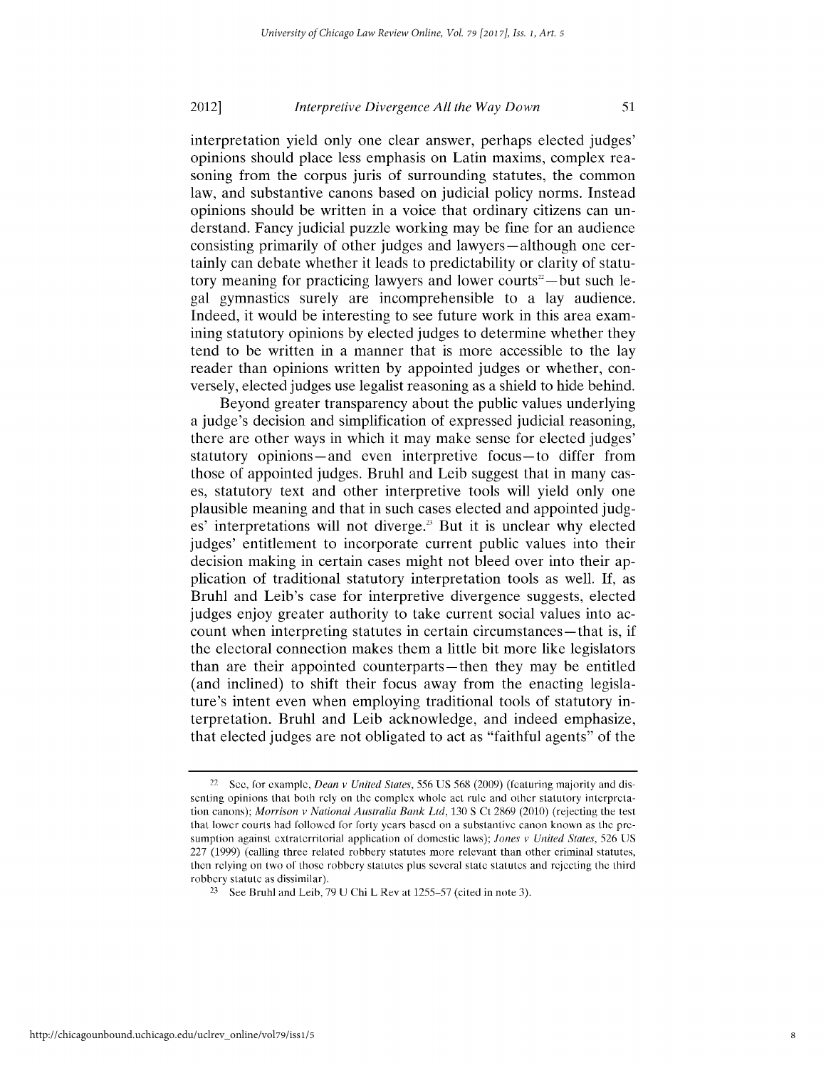interpretation yield only one clear answer, perhaps elected judges' opinions should place less emphasis on Latin maxims, complex reasoning from the corpus juris of surrounding statutes, the common law, and substantive canons based on judicial policy norms. Instead opinions should be written in a voice that ordinary citizens can understand. Fancy judicial puzzle working may be fine for an audience consisting primarily of other judges and lawyers—although one certainly can debate whether it leads to predictability or clarity of statutory meaning for practicing lawyers and lower courts[22]—but such legal gymnastics surely are incomprehensible to a lay audience. Indeed, it would be interesting to see future work in this area examining statutory opinions by elected judges to determine whether they tend to be written in a manner that is more accessible to the lay reader than opinions written by appointed judges or whether, conversely, elected judges use legalist reasoning as a shield to hide behind.

Beyond greater transparency about the public values underlying a judge's decision and simplification of expressed judicial reasoning, there are other ways in which it may make sense for elected judges' statutory opinions—and even interpretive focus—to differ from those of appointed judges. Bruhl and Leib suggest that in many cases, statutory text and other interpretive tools will yield only one plausible meaning and that in such cases elected and appointed judges' interpretations will not diverge.[23] But it is unclear why elected judges' entitlement to incorporate current public values into their decision making in certain cases might not bleed over into their application of traditional statutory interpretation tools as well. If, as Bruhl and Leib's case for interpretive divergence suggests, elected judges enjoy greater authority to take current social values into account when interpreting statutes in certain circumstances—that is, if the electoral connection makes them a little bit more like legislators than are their appointed counterparts—then they may be entitled (and inclined) to shift their focus away from the enacting legislature's intent even when employing traditional tools of statutory interpretation. Bruhl and Leib acknowledge, and indeed emphasize, that elected judges are not obligated to act as "faithful agents" of the

---

[22] See, for example, *Dean v United States*, 556 US 568 (2009) (featuring majority and dissenting opinions that both rely on the complex whole act rule and other statutory interpretation canons); *Morrison v National Australia Bank Ltd*, 130 S Ct 2869 (2010) (rejecting the test that lower courts had followed for forty years based on a substantive canon known as the presumption against extraterritorial application of domestic laws); *Jones v United States*, 526 US 227 (1999) (calling three related robbery statutes more relevant than other criminal statutes, then relying on two of those robbery statutes plus several state statutes and rejecting the third robbery statute as dissimilar).

[23] See Bruhl and Leib, 79 U Chi L Rev at 1255–57 (cited in note 3).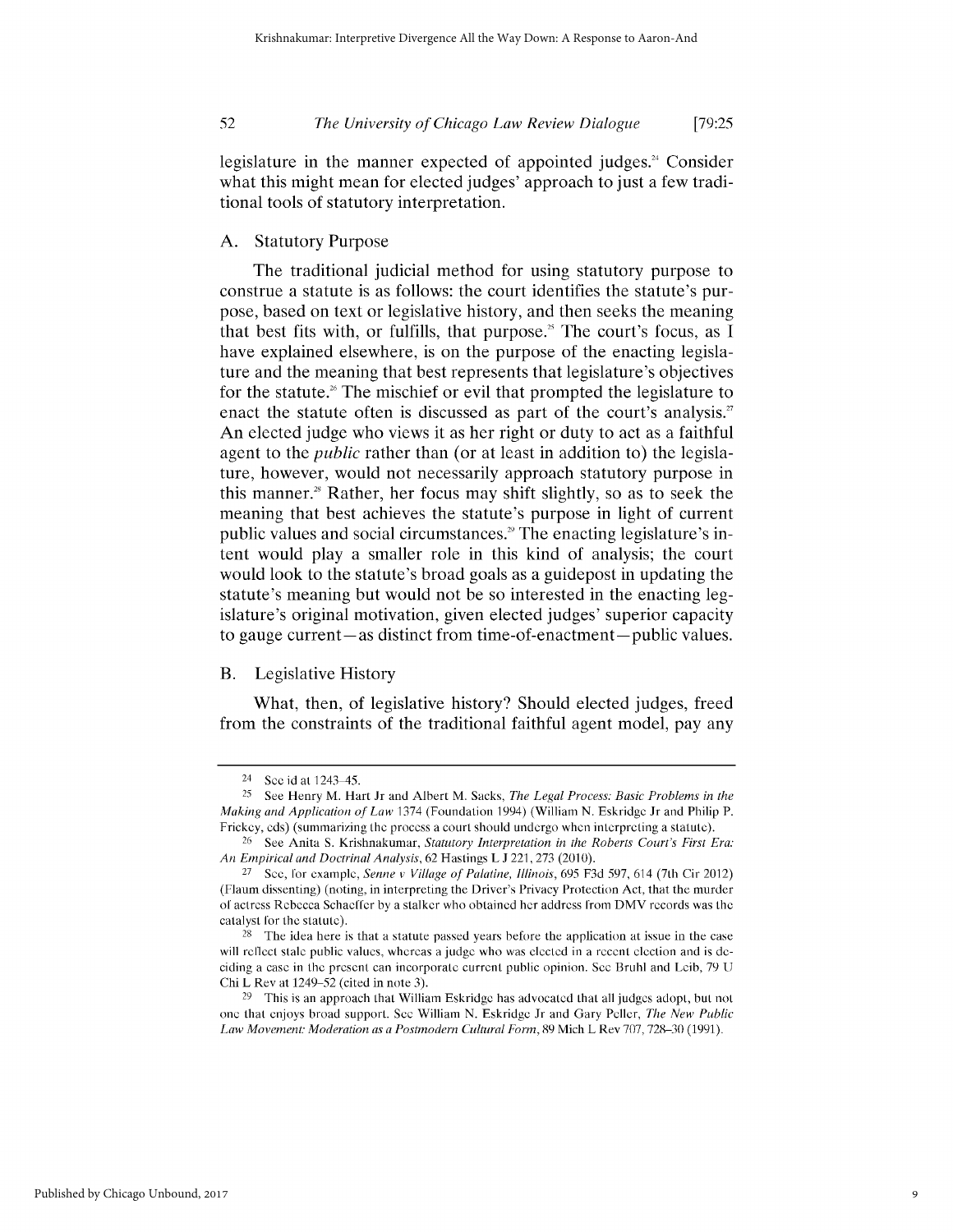legislature in the manner expected of appointed judges.[24] Consider what this might mean for elected judges' approach to just a few traditional tools of statutory interpretation.

## A. Statutory Purpose

The traditional judicial method for using statutory purpose to construe a statute is as follows: the court identifies the statute's purpose, based on text or legislative history, and then seeks the meaning that best fits with, or fulfills, that purpose.[25] The court's focus, as I have explained elsewhere, is on the purpose of the enacting legislature and the meaning that best represents that legislature's objectives for the statute.[26] The mischief or evil that prompted the legislature to enact the statute often is discussed as part of the court's analysis.[27] An elected judge who views it as her right or duty to act as a faithful agent to the *public* rather than (or at least in addition to) the legislature, however, would not necessarily approach statutory purpose in this manner.[28] Rather, her focus may shift slightly, so as to seek the meaning that best achieves the statute's purpose in light of current public values and social circumstances.[29] The enacting legislature's intent would play a smaller role in this kind of analysis; the court would look to the statute's broad goals as a guidepost in updating the statute's meaning but would not be so interested in the enacting legislature's original motivation, given elected judges' superior capacity to gauge current—as distinct from time-of-enactment—public values.

## B. Legislative History

What, then, of legislative history? Should elected judges, freed from the constraints of the traditional faithful agent model, pay any

---

[24] See id at 1243–45.

[25] See Henry M. Hart Jr and Albert M. Sacks, *The Legal Process: Basic Problems in the Making and Application of Law* 1374 (Foundation 1994) (William N. Eskridge Jr and Philip P. Frickey, eds) (summarizing the process a court should undergo when interpreting a statute).

[26] See Anita S. Krishnakumar, *Statutory Interpretation in the Roberts Court's First Era: An Empirical and Doctrinal Analysis*, 62 Hastings L J 221, 273 (2010).

[27] See, for example, *Senne v Village of Palatine, Illinois*, 695 F3d 597, 614 (7th Cir 2012) (Flaum dissenting) (noting, in interpreting the Driver's Privacy Protection Act, that the murder of actress Rebecca Schaeffer by a stalker who obtained her address from DMV records was the catalyst for the statute).

[28] The idea here is that a statute passed years before the application at issue in the case will reflect stale public values, whereas a judge who was elected in a recent election and is deciding a case in the present can incorporate current public opinion. See Bruhl and Leib, 79 U Chi L Rev at 1249–52 (cited in note 3).

[29] This is an approach that William Eskridge has advocated that all judges adopt, but not one that enjoys broad support. See William N. Eskridge Jr and Gary Peller, *The New Public Law Movement: Moderation as a Postmodern Cultural Form*, 89 Mich L Rev 707, 728–30 (1991).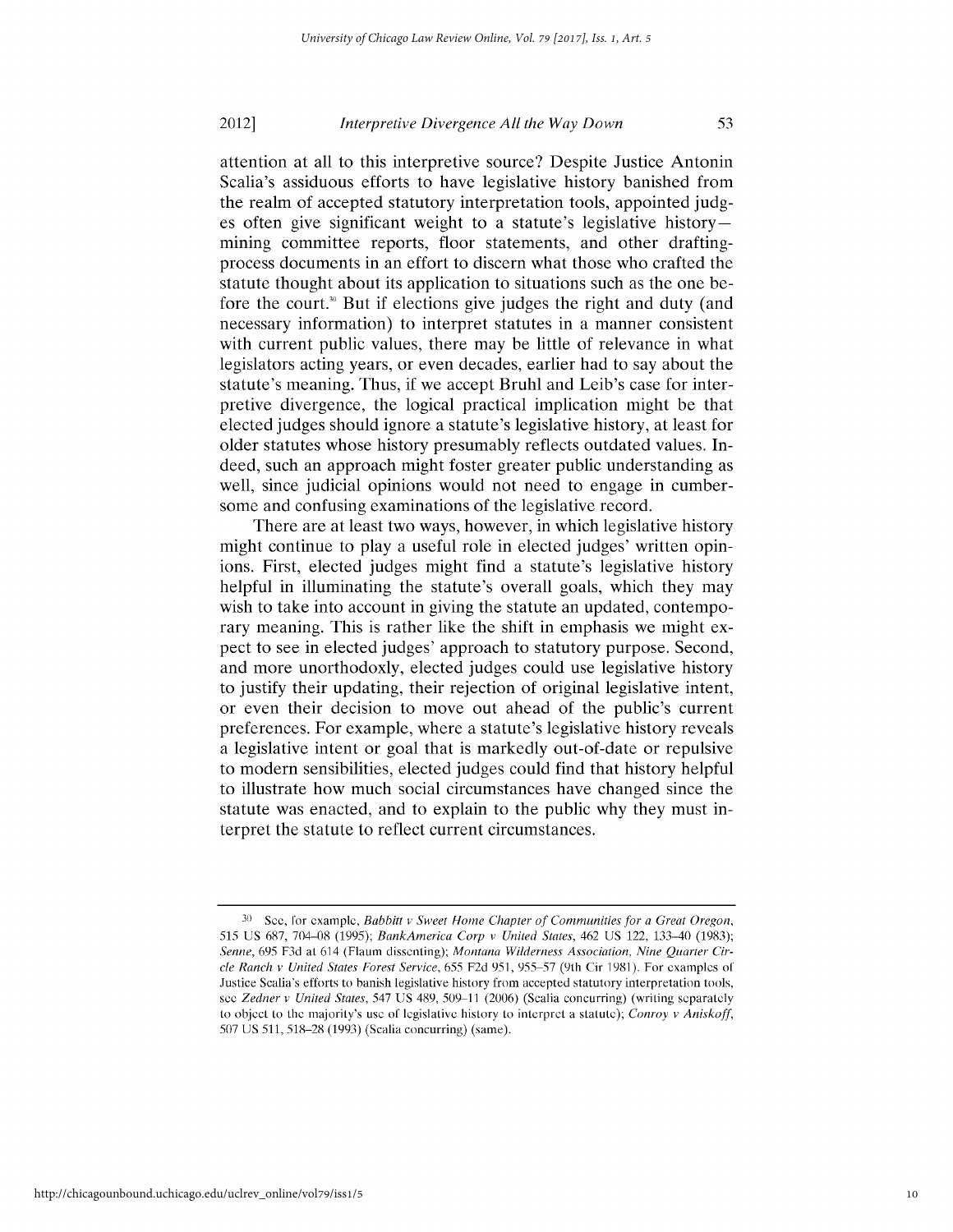attention at all to this interpretive source? Despite Justice Antonin Scalia's assiduous efforts to have legislative history banished from the realm of accepted statutory interpretation tools, appointed judges often give significant weight to a statute's legislative history—mining committee reports, floor statements, and other drafting-process documents in an effort to discern what those who crafted the statute thought about its application to situations such as the one before the court.[30] But if elections give judges the right and duty (and necessary information) to interpret statutes in a manner consistent with current public values, there may be little of relevance in what legislators acting years, or even decades, earlier had to say about the statute's meaning. Thus, if we accept Bruhl and Leib's case for interpretive divergence, the logical practical implication might be that elected judges should ignore a statute's legislative history, at least for older statutes whose history presumably reflects outdated values. Indeed, such an approach might foster greater public understanding as well, since judicial opinions would not need to engage in cumbersome and confusing examinations of the legislative record.

There are at least two ways, however, in which legislative history might continue to play a useful role in elected judges' written opinions. First, elected judges might find a statute's legislative history helpful in illuminating the statute's overall goals, which they may wish to take into account in giving the statute an updated, contemporary meaning. This is rather like the shift in emphasis we might expect to see in elected judges' approach to statutory purpose. Second, and more unorthodoxly, elected judges could use legislative history to justify their updating, their rejection of original legislative intent, or even their decision to move out ahead of the public's current preferences. For example, where a statute's legislative history reveals a legislative intent or goal that is markedly out-of-date or repulsive to modern sensibilities, elected judges could find that history helpful to illustrate how much social circumstances have changed since the statute was enacted, and to explain to the public why they must interpret the statute to reflect current circumstances.

---

[30] See, for example, *Babbitt v Sweet Home Chapter of Communities for a Great Oregon*, 515 US 687, 704–08 (1995); *BankAmerica Corp v United States*, 462 US 122, 133–40 (1983); *Senne*, 695 F3d at 614 (Flaum dissenting); *Montana Wilderness Association, Nine Quarter Circle Ranch v United States Forest Service*, 655 F2d 951, 955–57 (9th Cir 1981). For examples of Justice Scalia's efforts to banish legislative history from accepted statutory interpretation tools, see *Zedner v United States*, 547 US 489, 509–11 (2006) (Scalia concurring) (writing separately to object to the majority's use of legislative history to interpret a statute); *Conroy v Aniskoff*, 507 US 511, 518–28 (1993) (Scalia concurring) (same).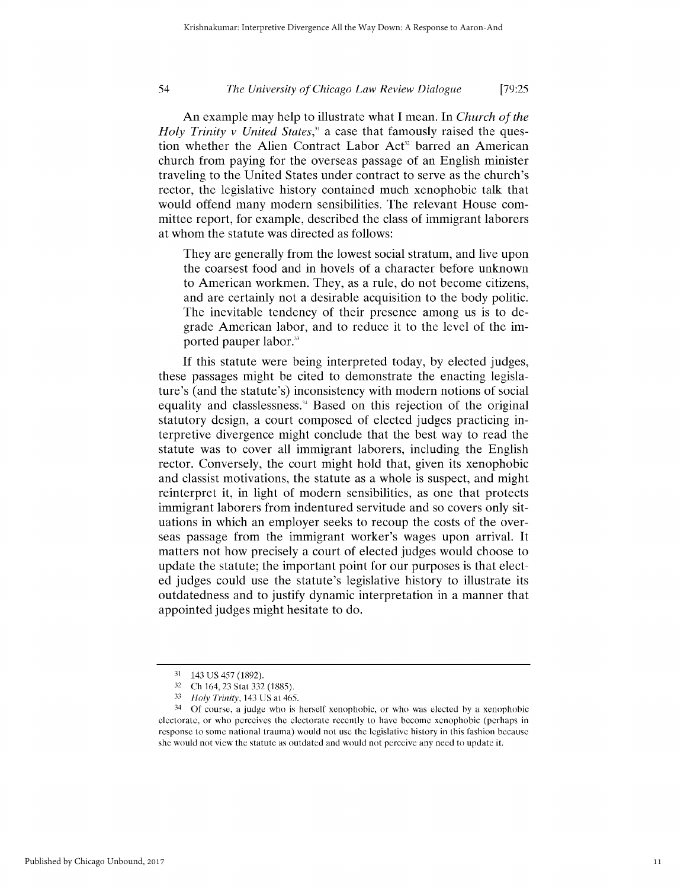An example may help to illustrate what I mean. In *Church of the Holy Trinity v United States*,[31] a case that famously raised the question whether the Alien Contract Labor Act[32] barred an American church from paying for the overseas passage of an English minister traveling to the United States under contract to serve as the church's rector, the legislative history contained much xenophobic talk that would offend many modern sensibilities. The relevant House committee report, for example, described the class of immigrant laborers at whom the statute was directed as follows:

> They are generally from the lowest social stratum, and live upon the coarsest food and in hovels of a character before unknown to American workmen. They, as a rule, do not become citizens, and are certainly not a desirable acquisition to the body politic. The inevitable tendency of their presence among us is to degrade American labor, and to reduce it to the level of the imported pauper labor.[33]

If this statute were being interpreted today, by elected judges, these passages might be cited to demonstrate the enacting legislature's (and the statute's) inconsistency with modern notions of social equality and classlessness.[34] Based on this rejection of the original statutory design, a court composed of elected judges practicing interpretive divergence might conclude that the best way to read the statute was to cover all immigrant laborers, including the English rector. Conversely, the court might hold that, given its xenophobic and classist motivations, the statute as a whole is suspect, and might reinterpret it, in light of modern sensibilities, as one that protects immigrant laborers from indentured servitude and so covers only situations in which an employer seeks to recoup the costs of the overseas passage from the immigrant worker's wages upon arrival. It matters not how precisely a court of elected judges would choose to update the statute; the important point for our purposes is that elected judges could use the statute's legislative history to illustrate its outdatedness and to justify dynamic interpretation in a manner that appointed judges might hesitate to do.

---

[31] 143 US 457 (1892).

[32] Ch 164, 23 Stat 332 (1885).

[33] *Holy Trinity*, 143 US at 465.

[34] Of course, a judge who is herself xenophobic, or who was elected by a xenophobic electorate, or who perceives the electorate recently to have become xenophobic (perhaps in response to some national trauma) would not use the legislative history in this fashion because she would not view the statute as outdated and would not perceive any need to update it.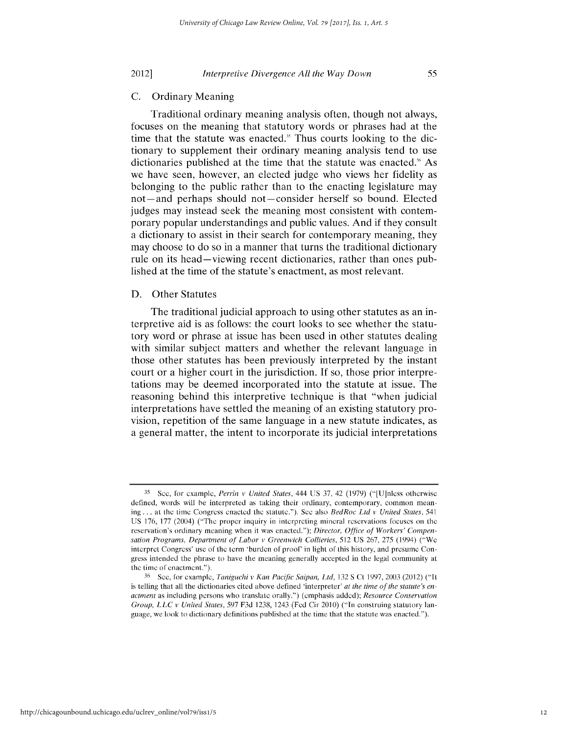## C. Ordinary Meaning

Traditional ordinary meaning analysis often, though not always, focuses on the meaning that statutory words or phrases had at the time that the statute was enacted.[35] Thus courts looking to the dictionary to supplement their ordinary meaning analysis tend to use dictionaries published at the time that the statute was enacted.[36] As we have seen, however, an elected judge who views her fidelity as belonging to the public rather than to the enacting legislature may not—and perhaps should not—consider herself so bound. Elected judges may instead seek the meaning most consistent with contemporary popular understandings and public values. And if they consult a dictionary to assist in their search for contemporary meaning, they may choose to do so in a manner that turns the traditional dictionary rule on its head—viewing recent dictionaries, rather than ones published at the time of the statute's enactment, as most relevant.

## D. Other Statutes

The traditional judicial approach to using other statutes as an interpretive aid is as follows: the court looks to see whether the statutory word or phrase at issue has been used in other statutes dealing with similar subject matters and whether the relevant language in those other statutes has been previously interpreted by the instant court or a higher court in the jurisdiction. If so, those prior interpretations may be deemed incorporated into the statute at issue. The reasoning behind this interpretive technique is that "when judicial interpretations have settled the meaning of an existing statutory provision, repetition of the same language in a new statute indicates, as a general matter, the intent to incorporate its judicial interpretations

---

[35] See, for example, *Perrin v United States*, 444 US 37, 42 (1979) ("[U]nless otherwise defined, words will be interpreted as taking their ordinary, contemporary, common meaning . . . at the time Congress enacted the statute."). See also *BedRoc Ltd v United States*, 541 US 176, 177 (2004) ("The proper inquiry in interpreting mineral reservations focuses on the reservation's ordinary meaning when it was enacted."); *Director, Office of Workers' Compensation Programs, Department of Labor v Greenwich Collieries*, 512 US 267, 275 (1994) ("We interpret Congress' use of the term 'burden of proof' in light of this history, and presume Congress intended the phrase to have the meaning generally accepted in the legal community at the time of enactment.").

[36] See, for example, *Taniguchi v Kan Pacific Saipan, Ltd*, 132 S Ct 1997, 2003 (2012) ("It is telling that all the dictionaries cited above defined 'interpreter' *at the time of the statute's enactment* as including persons who translate orally.") (emphasis added); *Resource Conservation Group, LLC v United States*, 597 F3d 1238, 1243 (Fed Cir 2010) ("In construing statutory language, we look to dictionary definitions published at the time that the statute was enacted.").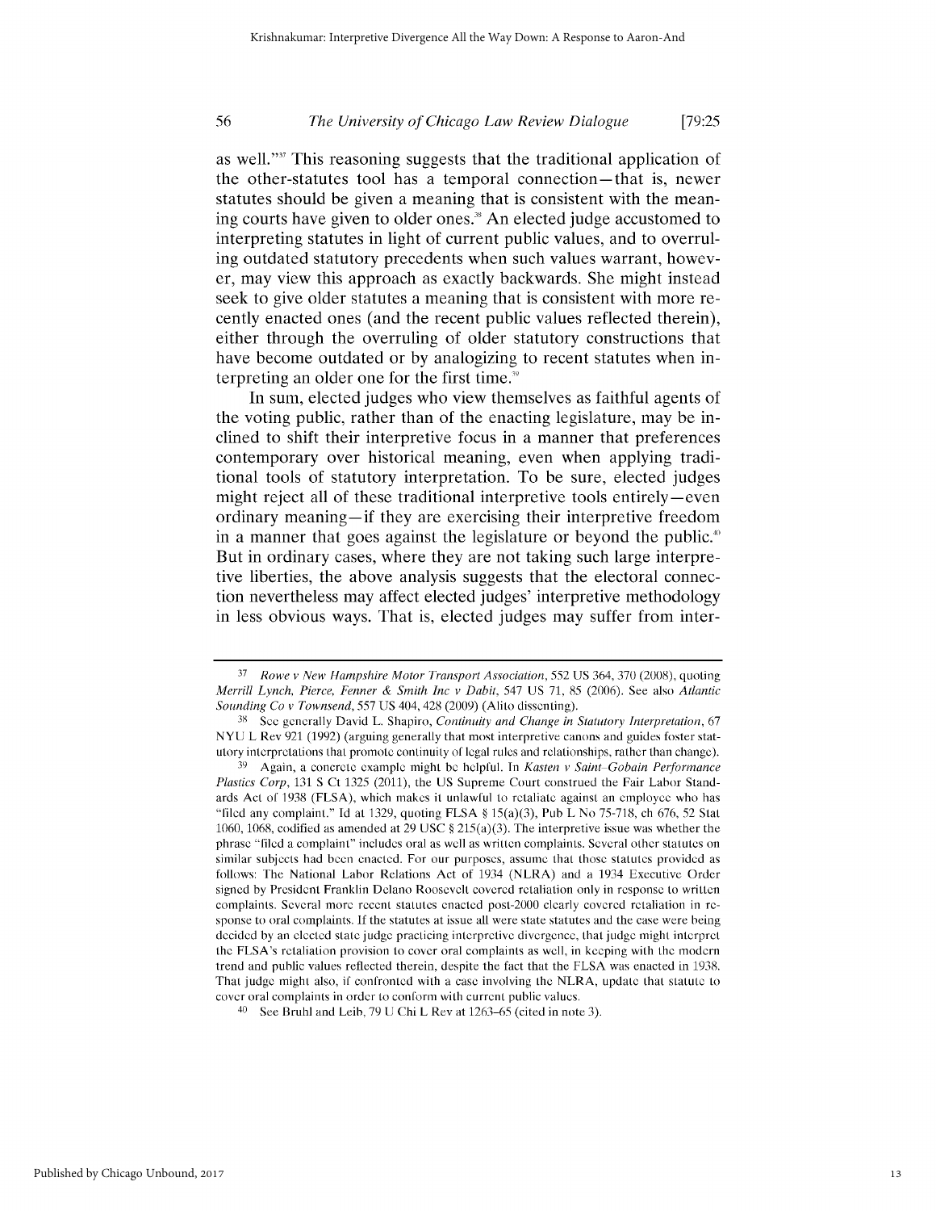as well."[37] This reasoning suggests that the traditional application of the other-statutes tool has a temporal connection—that is, newer statutes should be given a meaning that is consistent with the meaning courts have given to older ones.[38] An elected judge accustomed to interpreting statutes in light of current public values, and to overruling outdated statutory precedents when such values warrant, however, may view this approach as exactly backwards. She might instead seek to give older statutes a meaning that is consistent with more recently enacted ones (and the recent public values reflected therein), either through the overruling of older statutory constructions that have become outdated or by analogizing to recent statutes when interpreting an older one for the first time.[39]

In sum, elected judges who view themselves as faithful agents of the voting public, rather than of the enacting legislature, may be inclined to shift their interpretive focus in a manner that preferences contemporary over historical meaning, even when applying traditional tools of statutory interpretation. To be sure, elected judges might reject all of these traditional interpretive tools entirely—even ordinary meaning—if they are exercising their interpretive freedom in a manner that goes against the legislature or beyond the public.[40] But in ordinary cases, where they are not taking such large interpretive liberties, the above analysis suggests that the electoral connection nevertheless may affect elected judges' interpretive methodology in less obvious ways. That is, elected judges may suffer from inter-

---

[37] *Rowe v New Hampshire Motor Transport Association*, 552 US 364, 370 (2008), quoting *Merrill Lynch, Pierce, Fenner & Smith Inc v Dabit*, 547 US 71, 85 (2006). See also *Atlantic Sounding Co v Townsend*, 557 US 404, 428 (2009) (Alito dissenting).

[38] See generally David L. Shapiro, *Continuity and Change in Statutory Interpretation*, 67 NYU L Rev 921 (1992) (arguing generally that most interpretive canons and guides foster statutory interpretations that promote continuity of legal rules and relationships, rather than change).

[39] Again, a concrete example might be helpful. In *Kasten v Saint-Gobain Performance Plastics Corp*, 131 S Ct 1325 (2011), the US Supreme Court construed the Fair Labor Standards Act of 1938 (FLSA), which makes it unlawful to retaliate against an employee who has "filed any complaint." Id at 1329, quoting FLSA § 15(a)(3), Pub L No 75-718, ch 676, 52 Stat 1060, 1068, codified as amended at 29 USC § 215(a)(3). The interpretive issue was whether the phrase "filed a complaint" includes oral as well as written complaints. Several other statutes on similar subjects had been enacted. For our purposes, assume that those statutes provided as follows: The National Labor Relations Act of 1934 (NLRA) and a 1934 Executive Order signed by President Franklin Delano Roosevelt covered retaliation only in response to written complaints. Several more recent statutes enacted post-2000 clearly covered retaliation in response to oral complaints. If the statutes at issue all were state statutes and the case were being decided by an elected state judge practicing interpretive divergence, that judge might interpret the FLSA's retaliation provision to cover oral complaints as well, in keeping with the modern trend and public values reflected therein, despite the fact that the FLSA was enacted in 1938. That judge might also, if confronted with a case involving the NLRA, update that statute to cover oral complaints in order to conform with current public values.

[40] See Bruhl and Leib, 79 U Chi L Rev at 1263–65 (cited in note 3).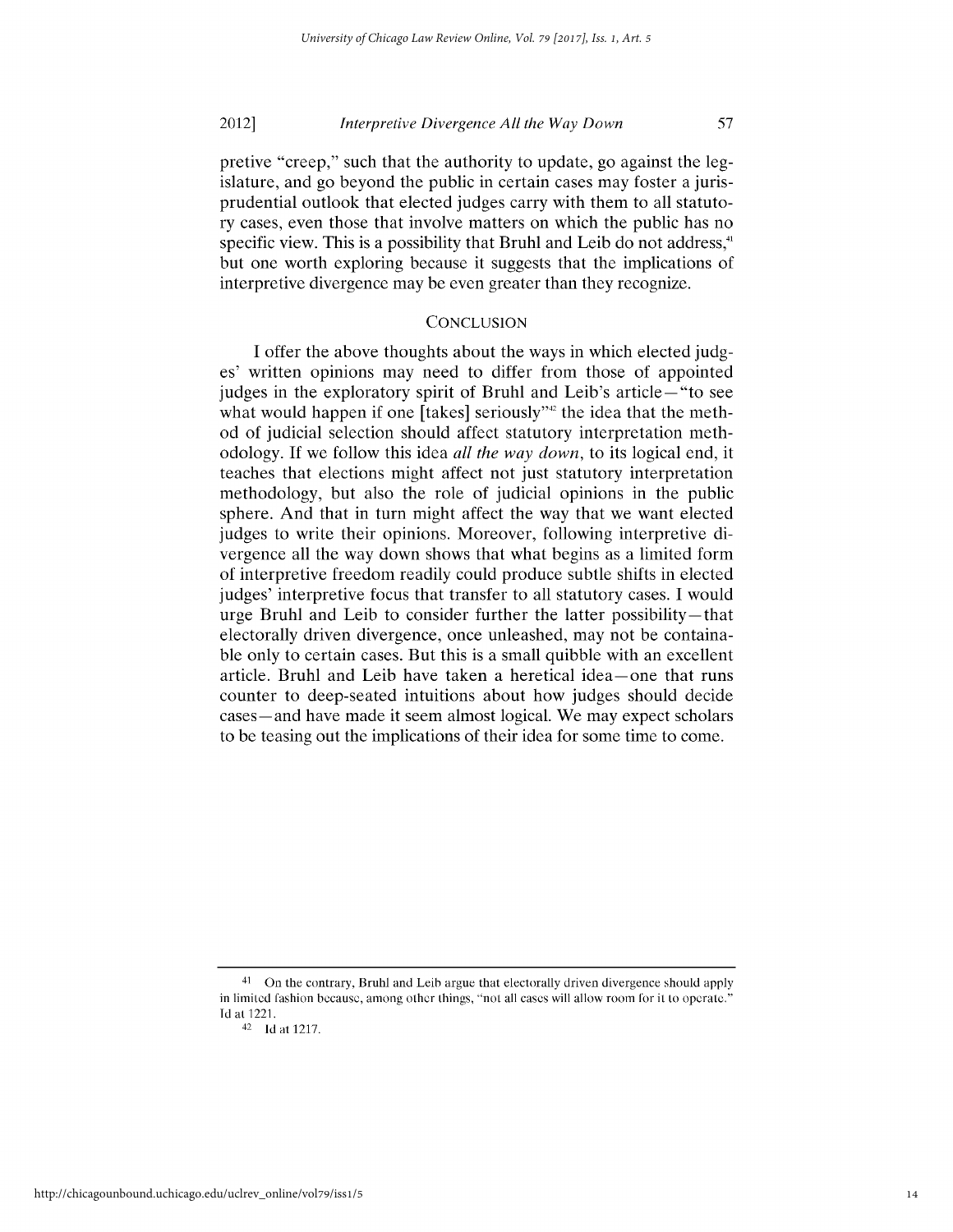pretive "creep," such that the authority to update, go against the legislature, and go beyond the public in certain cases may foster a jurisprudential outlook that elected judges carry with them to all statutory cases, even those that involve matters on which the public has no specific view. This is a possibility that Bruhl and Leib do not address,[41] but one worth exploring because it suggests that the implications of interpretive divergence may be even greater than they recognize.

## CONCLUSION

I offer the above thoughts about the ways in which elected judges' written opinions may need to differ from those of appointed judges in the exploratory spirit of Bruhl and Leib's article—"to see what would happen if one [takes] seriously"[42] the idea that the method of judicial selection should affect statutory interpretation methodology. If we follow this idea *all the way down*, to its logical end, it teaches that elections might affect not just statutory interpretation methodology, but also the role of judicial opinions in the public sphere. And that in turn might affect the way that we want elected judges to write their opinions. Moreover, following interpretive divergence all the way down shows that what begins as a limited form of interpretive freedom readily could produce subtle shifts in elected judges' interpretive focus that transfer to all statutory cases. I would urge Bruhl and Leib to consider further the latter possibility—that electorally driven divergence, once unleashed, may not be containable only to certain cases. But this is a small quibble with an excellent article. Bruhl and Leib have taken a heretical idea—one that runs counter to deep-seated intuitions about how judges should decide cases—and have made it seem almost logical. We may expect scholars to be teasing out the implications of their idea for some time to come.

---

[41] On the contrary, Bruhl and Leib argue that electorally driven divergence should apply in limited fashion because, among other things, "not all cases will allow room for it to operate." Id at 1221.

[42] Id at 1217.